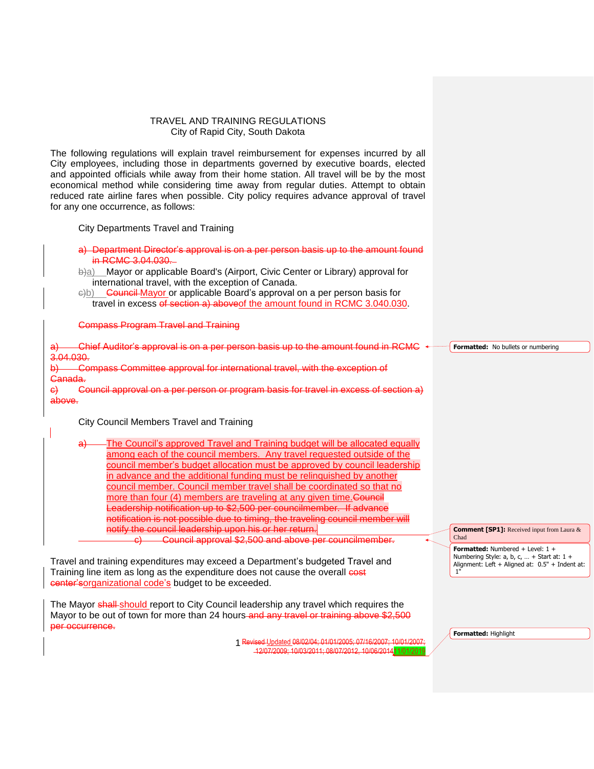TRAVEL AND TRAINING REGULATIONS
City of Rapid City, South Dakota

The following regulations will explain travel reimbursement for expenses incurred by all City employees, including those in departments governed by executive boards, elected and appointed officials while away from their home station. All travel will be by the most economical method while considering time away from regular duties. Attempt to obtain reduced rate airline fares when possible. City policy requires advance approval of travel for any one occurrence, as follows:

City Departments Travel and Training

~~a) Department Director's approval is on a per person basis up to the amount found in RCMC 3.04.030.~~

~~b)~~a) Mayor or applicable Board's (Airport, Civic Center or Library) approval for international travel, with the exception of Canada.

~~c)~~b) ~~Council~~ Mayor or applicable Board's approval on a per person basis for travel in excess ~~of section a) above~~of the amount found in RCMC 3.040.030.

~~Compass Program Travel and Training~~

~~a) Chief Auditor's approval is on a per person basis up to the amount found in RCMC 3.04.030.~~

~~b) Compass Committee approval for international travel, with the exception of Canada.~~

~~c) Council approval on a per person or program basis for travel in excess of section a) above.~~

City Council Members Travel and Training

a) The Council's approved Travel and Training budget will be allocated equally among each of the council members. Any travel requested outside of the council member's budget allocation must be approved by council leadership in advance and the additional funding must be relinquished by another council member. Council member travel shall be coordinated so that no more than four (4) members are traveling at any given time.~~Council Leadership notification up to $2,500 per councilmember. If advance notification is not possible due to timing, the traveling council member will notify the council leadership upon his or her return.~~

~~c) Council approval $2,500 and above per councilmember.~~

Travel and training expenditures may exceed a Department's budgeted Travel and Training line item as long as the expenditure does not cause the overall ~~cost center's~~organizational code's budget to be exceeded.

The Mayor ~~shall~~ should report to City Council leadership any travel which requires the Mayor to be out of town for more than 24 hours~~and any travel or training above $2,500 per occurrence.~~

~~Revised~~ Updated 08/02/04; 01/01/2005; 07/16/2007; 10/01/2007; 12/07/2009; 10/03/2011; 08/07/2012, 10/06/2014 11/01/2019

Comment [SP1]: Received input from Laura & Chad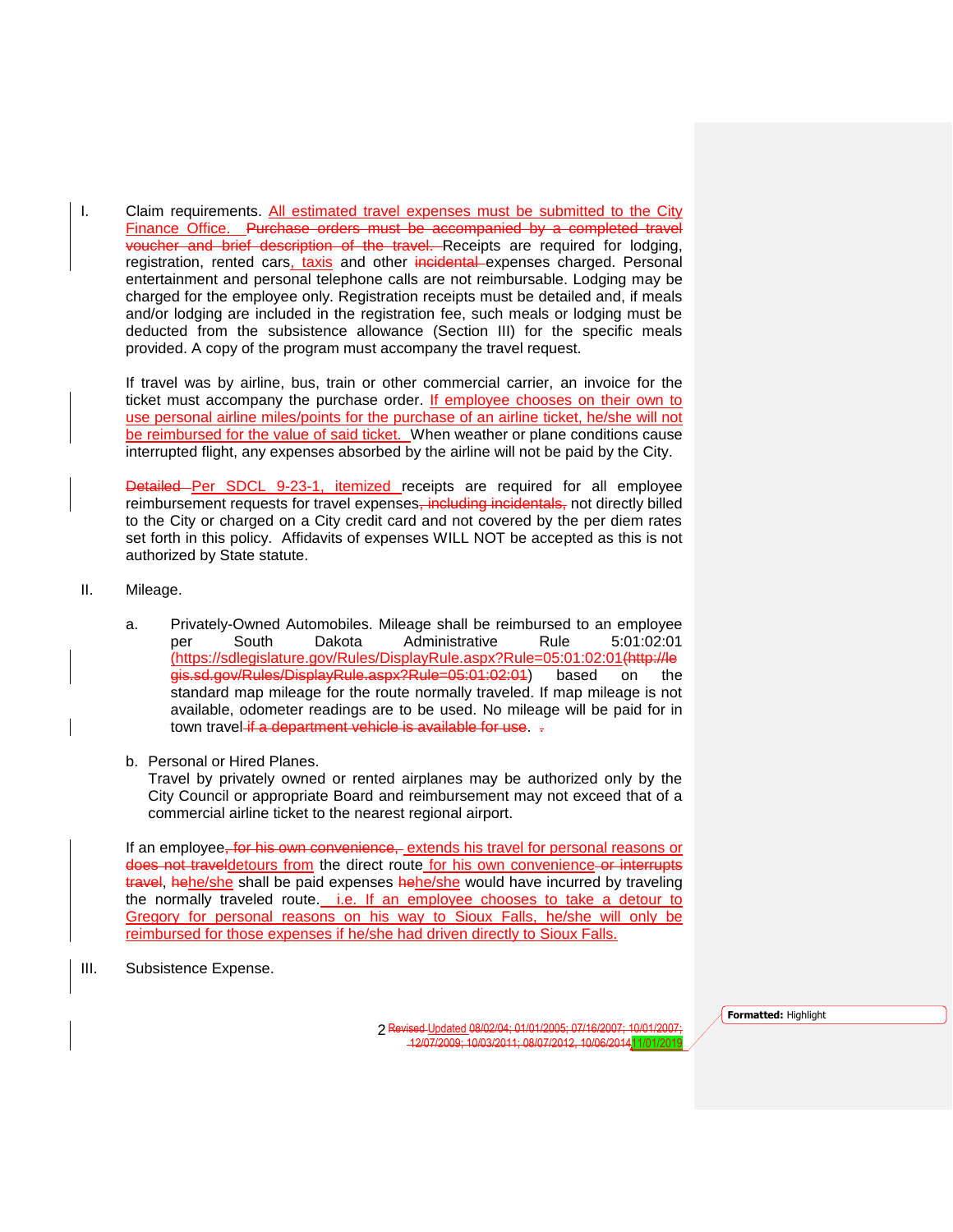I. Claim requirements. All estimated travel expenses must be submitted to the City Finance Office. ~~Purchase orders must be accompanied by a completed travel voucher and brief description of the travel.~~ Receipts are required for lodging, registration, rented cars, taxis and other ~~incidental~~ expenses charged. Personal entertainment and personal telephone calls are not reimbursable. Lodging may be charged for the employee only. Registration receipts must be detailed and, if meals and/or lodging are included in the registration fee, such meals or lodging must be deducted from the subsistence allowance (Section III) for the specific meals provided. A copy of the program must accompany the travel request.

   If travel was by airline, bus, train or other commercial carrier, an invoice for the ticket must accompany the purchase order. If employee chooses on their own to use personal airline miles/points for the purchase of an airline ticket, he/she will not be reimbursed for the value of said ticket. When weather or plane conditions cause interrupted flight, any expenses absorbed by the airline will not be paid by the City.

   ~~Detailed~~ Per SDCL 9-23-1, itemized receipts are required for all employee reimbursement requests for travel expenses~~, including incidentals,~~ not directly billed to the City or charged on a City credit card and not covered by the per diem rates set forth in this policy. Affidavits of expenses WILL NOT be accepted as this is not authorized by State statute.

II. Mileage.

   a. Privately-Owned Automobiles. Mileage shall be reimbursed to an employee per South Dakota Administrative Rule 5:01:02:01 (https://sdlegislature.gov/Rules/DisplayRule.aspx?Rule=05:01:02:01~~(http://legis.sd.gov/Rules/DisplayRule.aspx?Rule=05:01:02:01~~) based on the standard map mileage for the route normally traveled. If map mileage is not available, odometer readings are to be used. No mileage will be paid for in town travel ~~if a department vehicle is available for use~~.

   b. Personal or Hired Planes.
   Travel by privately owned or rented airplanes may be authorized only by the City Council or appropriate Board and reimbursement may not exceed that of a commercial airline ticket to the nearest regional airport.

   If an employee~~, for his own convenience,~~ extends his travel for personal reasons or ~~does not travel~~detours from the direct route for his own convenience ~~or interrupts travel~~, ~~he~~he/she shall be paid expenses ~~he~~he/she would have incurred by traveling the normally traveled route. i.e. If an employee chooses to take a detour to Gregory for personal reasons on his way to Sioux Falls, he/she will only be reimbursed for those expenses if he/she had driven directly to Sioux Falls.

III. Subsistence Expense.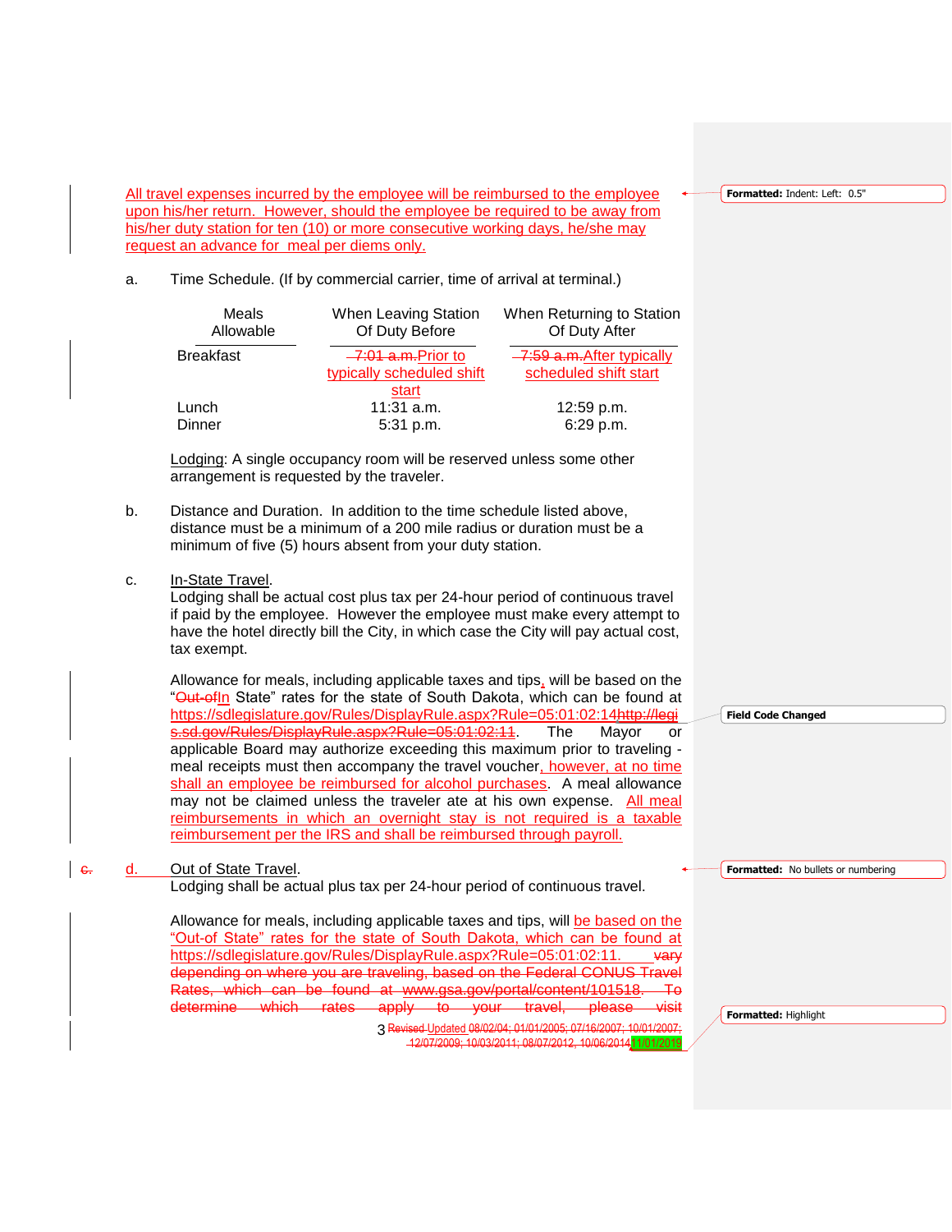All travel expenses incurred by the employee will be reimbursed to the employee upon his/her return. However, should the employee be required to be away from his/her duty station for ten (10) or more consecutive working days, he/she may request an advance for meal per diems only.

a. Time Schedule. (If by commercial carrier, time of arrival at terminal.)

| Meals Allowable | When Leaving Station Of Duty Before | When Returning to Station Of Duty After |
|---|---|---|
| Breakfast | ~~7:01 a.m.~~ Prior to typically scheduled shift start | ~~7:59 a.m.~~ After typically scheduled shift start |
| Lunch | 11:31 a.m. | 12:59 p.m. |
| Dinner | 5:31 p.m. | 6:29 p.m. |

Lodging: A single occupancy room will be reserved unless some other arrangement is requested by the traveler.

b. Distance and Duration. In addition to the time schedule listed above, distance must be a minimum of a 200 mile radius or duration must be a minimum of five (5) hours absent from your duty station.

c. In-State Travel.
Lodging shall be actual cost plus tax per 24-hour period of continuous travel if paid by the employee. However the employee must make every attempt to have the hotel directly bill the City, in which case the City will pay actual cost, tax exempt.

Allowance for meals, including applicable taxes and tips, will be based on the "~~Out-of~~In State" rates for the state of South Dakota, which can be found at https://sdlegislature.gov/Rules/DisplayRule.aspx?Rule=05:01:02:14~~http://legis.sd.gov/Rules/DisplayRule.aspx?Rule=05:01:02:11~~. The Mayor or applicable Board may authorize exceeding this maximum prior to traveling - meal receipts must then accompany the travel voucher, however, at no time shall an employee be reimbursed for alcohol purchases. A meal allowance may not be claimed unless the traveler ate at his own expense. All meal reimbursements in which an overnight stay is not required is a taxable reimbursement per the IRS and shall be reimbursed through payroll.

~~c.~~ d. Out of State Travel.
Lodging shall be actual plus tax per 24-hour period of continuous travel.

Allowance for meals, including applicable taxes and tips, will be based on the "Out-of State" rates for the state of South Dakota, which can be found at https://sdlegislature.gov/Rules/DisplayRule.aspx?Rule=05:01:02:11. ~~vary depending on where you are traveling, based on the Federal CONUS Travel Rates, which can be found at www.gsa.gov/portal/content/101518. To determine which rates apply to your travel, please visit~~

~~Revised~~ Updated 08/02/04; 01/01/2005; 07/16/2007; 10/01/2007; ~~12/07/2009; 10/03/2011; 08/07/2012, 10/06/2014~~ 11/01/2019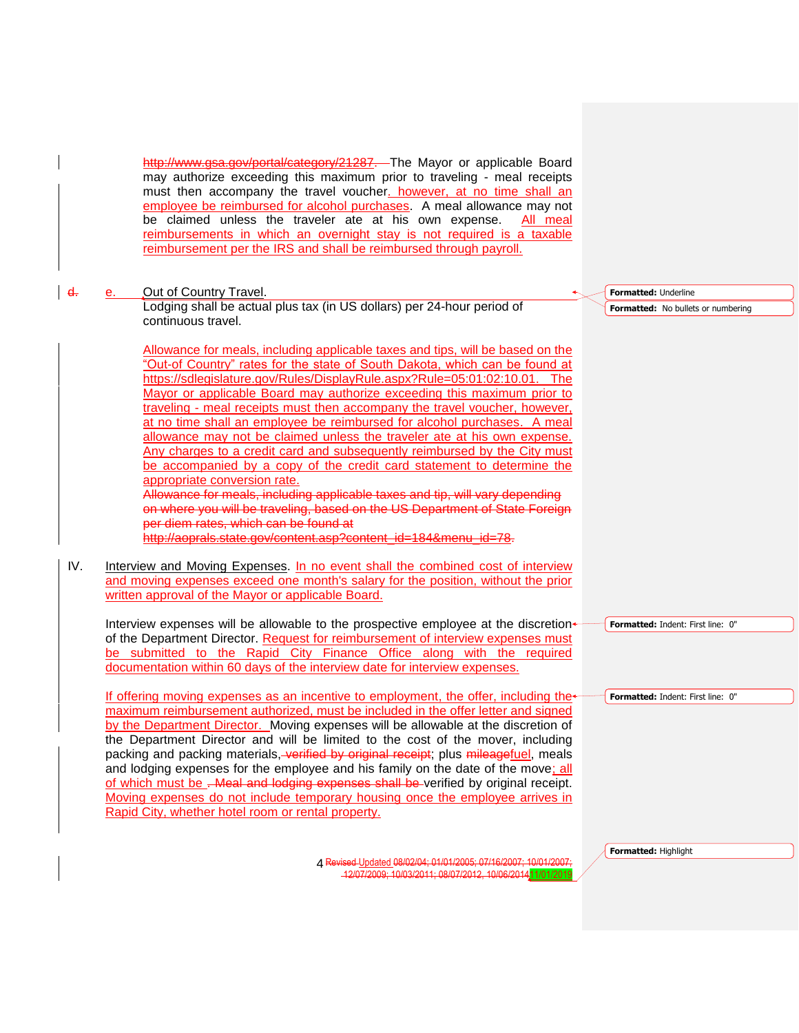http://www.gsa.gov/portal/category/21287. The Mayor or applicable Board may authorize exceeding this maximum prior to traveling - meal receipts must then accompany the travel voucher, however, at no time shall an employee be reimbursed for alcohol purchases. A meal allowance may not be claimed unless the traveler ate at his own expense. All meal reimbursements in which an overnight stay is not required is a taxable reimbursement per the IRS and shall be reimbursed through payroll.

d. e. Out of Country Travel.

Lodging shall be actual plus tax (in US dollars) per 24-hour period of continuous travel.

Allowance for meals, including applicable taxes and tips, will be based on the "Out-of Country" rates for the state of South Dakota, which can be found at https://sdlegislature.gov/Rules/DisplayRule.aspx?Rule=05:01:02:10.01. The Mayor or applicable Board may authorize exceeding this maximum prior to traveling - meal receipts must then accompany the travel voucher, however, at no time shall an employee be reimbursed for alcohol purchases. A meal allowance may not be claimed unless the traveler ate at his own expense. Any charges to a credit card and subsequently reimbursed by the City must be accompanied by a copy of the credit card statement to determine the appropriate conversion rate.

Allowance for meals, including applicable taxes and tip, will vary depending on where you will be traveling, based on the US Department of State Foreign per diem rates, which can be found at http://aoprals.state.gov/content.asp?content_id=184&menu_id=78.

IV. Interview and Moving Expenses. In no event shall the combined cost of interview and moving expenses exceed one month's salary for the position, without the prior written approval of the Mayor or applicable Board.

Interview expenses will be allowable to the prospective employee at the discretion of the Department Director. Request for reimbursement of interview expenses must be submitted to the Rapid City Finance Office along with the required documentation within 60 days of the interview date for interview expenses.

If offering moving expenses as an incentive to employment, the offer, including the maximum reimbursement authorized, must be included in the offer letter and signed by the Department Director. Moving expenses will be allowable at the discretion of the Department Director and will be limited to the cost of the mover, including packing and packing materials, verified by original receipt; plus mileagefuel, meals and lodging expenses for the employee and his family on the date of the move; all of which must be . Meal and lodging expenses shall be verified by original receipt. Moving expenses do not include temporary housing once the employee arrives in Rapid City, whether hotel room or rental property.

Revised Updated 08/02/04; 01/01/2005; 07/16/2007; 10/01/2007; 12/07/2009; 10/03/2011; 08/07/2012, 10/06/2014 11/01/2019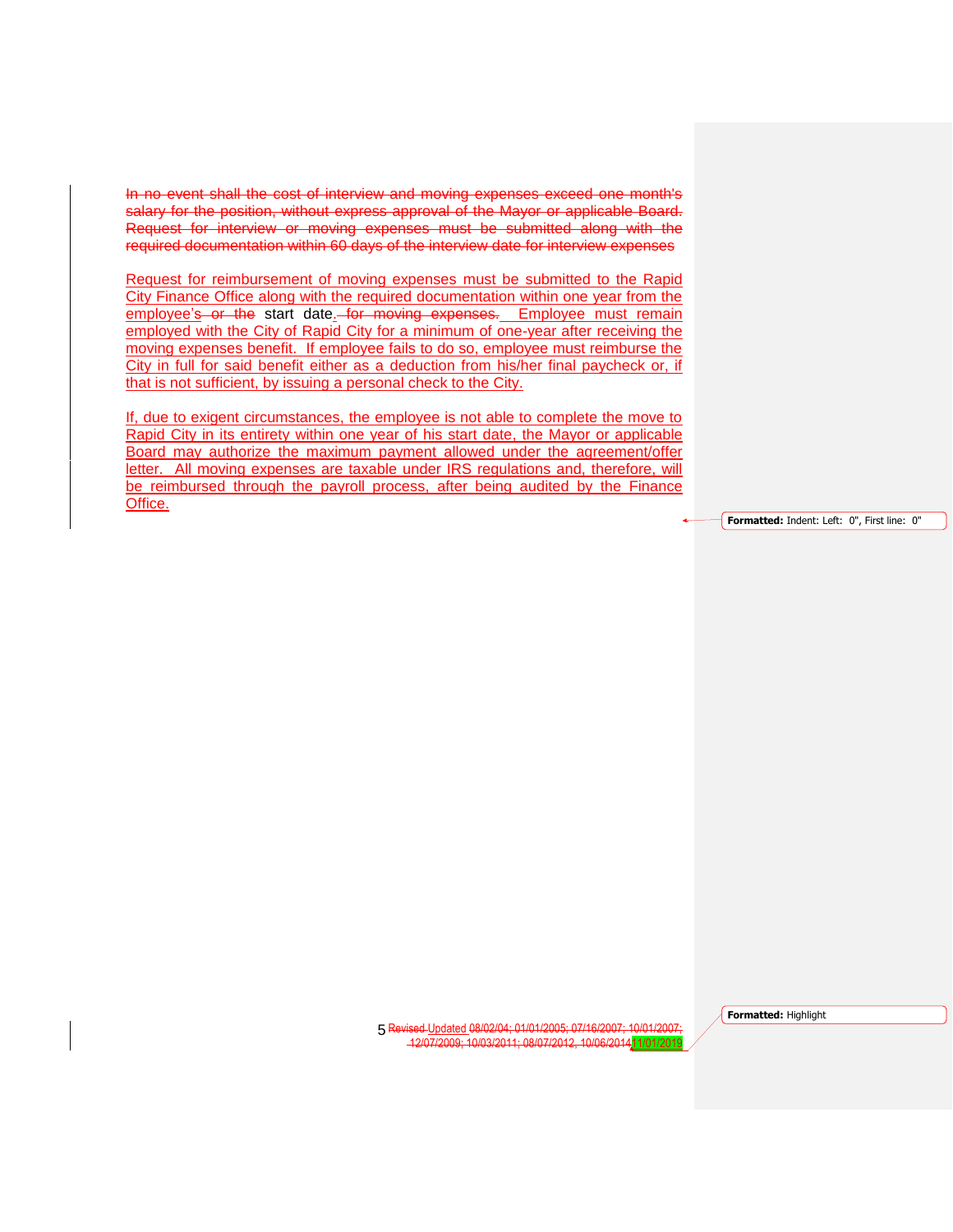In no event shall the cost of interview and moving expenses exceed one month's salary for the position, without express approval of the Mayor or applicable Board. Request for interview or moving expenses must be submitted along with the required documentation within 60 days of the interview date for interview expenses

Request for reimbursement of moving expenses must be submitted to the Rapid City Finance Office along with the required documentation within one year from the employee's or the start date. for moving expenses. Employee must remain employed with the City of Rapid City for a minimum of one-year after receiving the moving expenses benefit. If employee fails to do so, employee must reimburse the City in full for said benefit either as a deduction from his/her final paycheck or, if that is not sufficient, by issuing a personal check to the City.

If, due to exigent circumstances, the employee is not able to complete the move to Rapid City in its entirety within one year of his start date, the Mayor or applicable Board may authorize the maximum payment allowed under the agreement/offer letter. All moving expenses are taxable under IRS regulations and, therefore, will be reimbursed through the payroll process, after being audited by the Finance Office.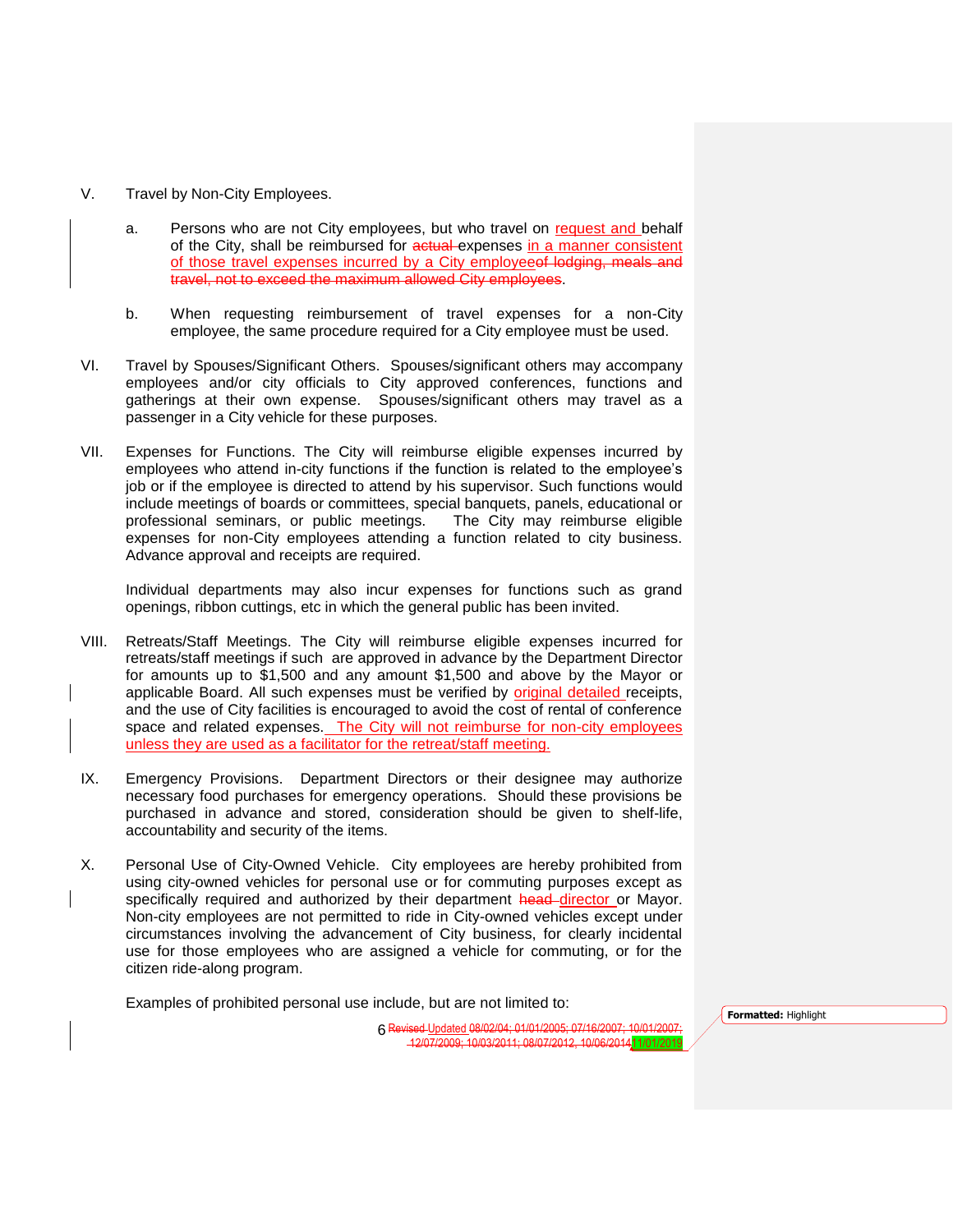V. Travel by Non-City Employees.

   a. Persons who are not City employees, but who travel on request and behalf of the City, shall be reimbursed for ~~actual~~ expenses in a manner consistent of those travel expenses incurred by a City employee~~of lodging, meals and travel, not to exceed the maximum allowed City employees~~.

   b. When requesting reimbursement of travel expenses for a non-City employee, the same procedure required for a City employee must be used.

VI. Travel by Spouses/Significant Others. Spouses/significant others may accompany employees and/or city officials to City approved conferences, functions and gatherings at their own expense. Spouses/significant others may travel as a passenger in a City vehicle for these purposes.

VII. Expenses for Functions. The City will reimburse eligible expenses incurred by employees who attend in-city functions if the function is related to the employee's job or if the employee is directed to attend by his supervisor. Such functions would include meetings of boards or committees, special banquets, panels, educational or professional seminars, or public meetings. The City may reimburse eligible expenses for non-City employees attending a function related to city business. Advance approval and receipts are required.

   Individual departments may also incur expenses for functions such as grand openings, ribbon cuttings, etc in which the general public has been invited.

VIII. Retreats/Staff Meetings. The City will reimburse eligible expenses incurred for retreats/staff meetings if such are approved in advance by the Department Director for amounts up to $1,500 and any amount $1,500 and above by the Mayor or applicable Board. All such expenses must be verified by original detailed receipts, and the use of City facilities is encouraged to avoid the cost of rental of conference space and related expenses. The City will not reimburse for non-city employees unless they are used as a facilitator for the retreat/staff meeting.

IX. Emergency Provisions. Department Directors or their designee may authorize necessary food purchases for emergency operations. Should these provisions be purchased in advance and stored, consideration should be given to shelf-life, accountability and security of the items.

X. Personal Use of City-Owned Vehicle. City employees are hereby prohibited from using city-owned vehicles for personal use or for commuting purposes except as specifically required and authorized by their department ~~head~~ director or Mayor. Non-city employees are not permitted to ride in City-owned vehicles except under circumstances involving the advancement of City business, for clearly incidental use for those employees who are assigned a vehicle for commuting, or for the citizen ride-along program.

   Examples of prohibited personal use include, but are not limited to:

~~Revised~~ Updated ~~08/02/04; 01/01/2005; 07/16/2007; 10/01/2007; 12/07/2009; 10/03/2011; 08/07/2012, 10/06/2014~~11/01/2019

Formatted: Highlight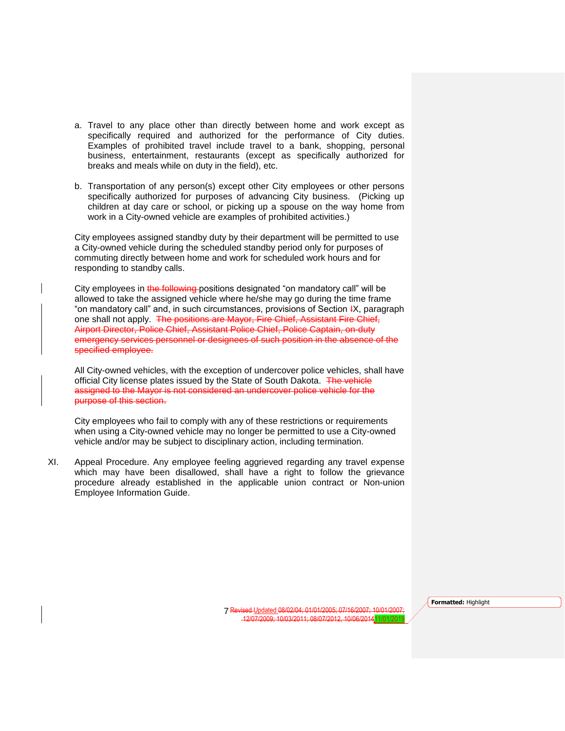a. Travel to any place other than directly between home and work except as specifically required and authorized for the performance of City duties. Examples of prohibited travel include travel to a bank, shopping, personal business, entertainment, restaurants (except as specifically authorized for breaks and meals while on duty in the field), etc.

b. Transportation of any person(s) except other City employees or other persons specifically authorized for purposes of advancing City business. (Picking up children at day care or school, or picking up a spouse on the way home from work in a City-owned vehicle are examples of prohibited activities.)

City employees assigned standby duty by their department will be permitted to use a City-owned vehicle during the scheduled standby period only for purposes of commuting directly between home and work for scheduled work hours and for responding to standby calls.

City employees in ~~the following~~ positions designated "on mandatory call" will be allowed to take the assigned vehicle where he/she may go during the time frame "on mandatory call" and, in such circumstances, provisions of Section ~~I~~X, paragraph one shall not apply. ~~The positions are Mayor, Fire Chief, Assistant Fire Chief, Airport Director, Police Chief, Assistant Police Chief, Police Captain, on-duty emergency services personnel or designees of such position in the absence of the specified employee.~~

All City-owned vehicles, with the exception of undercover police vehicles, shall have official City license plates issued by the State of South Dakota. ~~The vehicle assigned to the Mayor is not considered an undercover police vehicle for the purpose of this section.~~

City employees who fail to comply with any of these restrictions or requirements when using a City-owned vehicle may no longer be permitted to use a City-owned vehicle and/or may be subject to disciplinary action, including termination.

XI. Appeal Procedure. Any employee feeling aggrieved regarding any travel expense which may have been disallowed, shall have a right to follow the grievance procedure already established in the applicable union contract or Non-union Employee Information Guide.

~~Revised~~ Updated ~~08/02/04; 01/01/2005; 07/16/2007; 10/01/2007; 12/07/2009; 10/03/2011; 08/07/2012, 10/06/2014~~ 11/01/2019

Formatted: Highlight